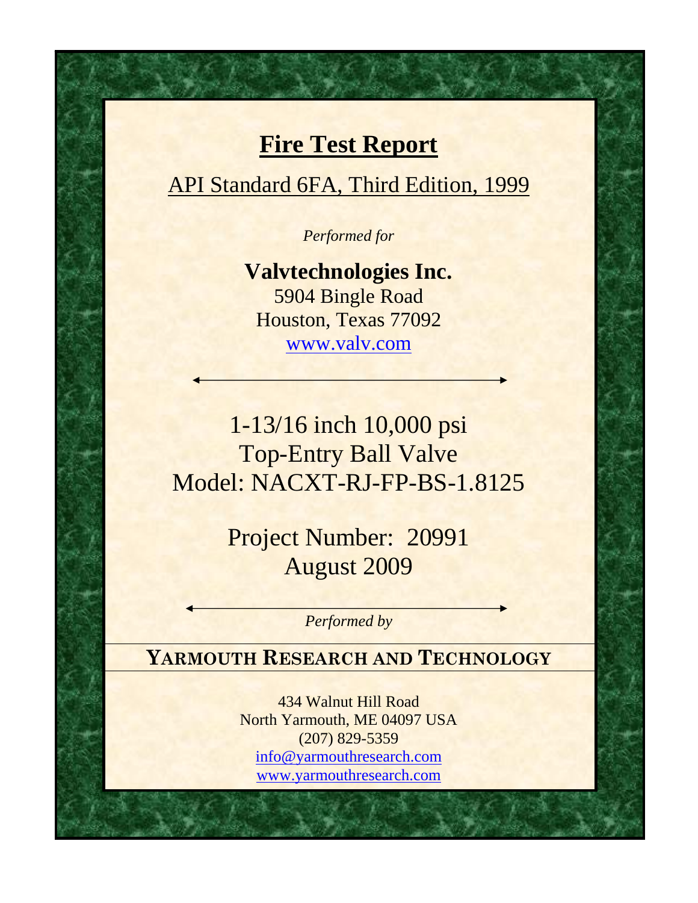# Fire Test Report

API Standard 6FA, Third Edition, 1999

*Performed for*

**Valvtechnologies Inc.**

5904 Bingle Road

Houston, Texas 77092

www.valv.com

1-13/16 inch 10,000 psi

Top-Entry Ball Valve

Model: NACXT-RJ-FP-BS-1.8125

Project Number: 20991

August 2009

*Performed by*

**YARMOUTH RESEARCH AND TECHNOLOGY**

434 Walnut Hill Road

North Yarmouth, ME 04097 USA

(207) 829-5359

info@yarmouthresearch.com

www.yarmouthresearch.com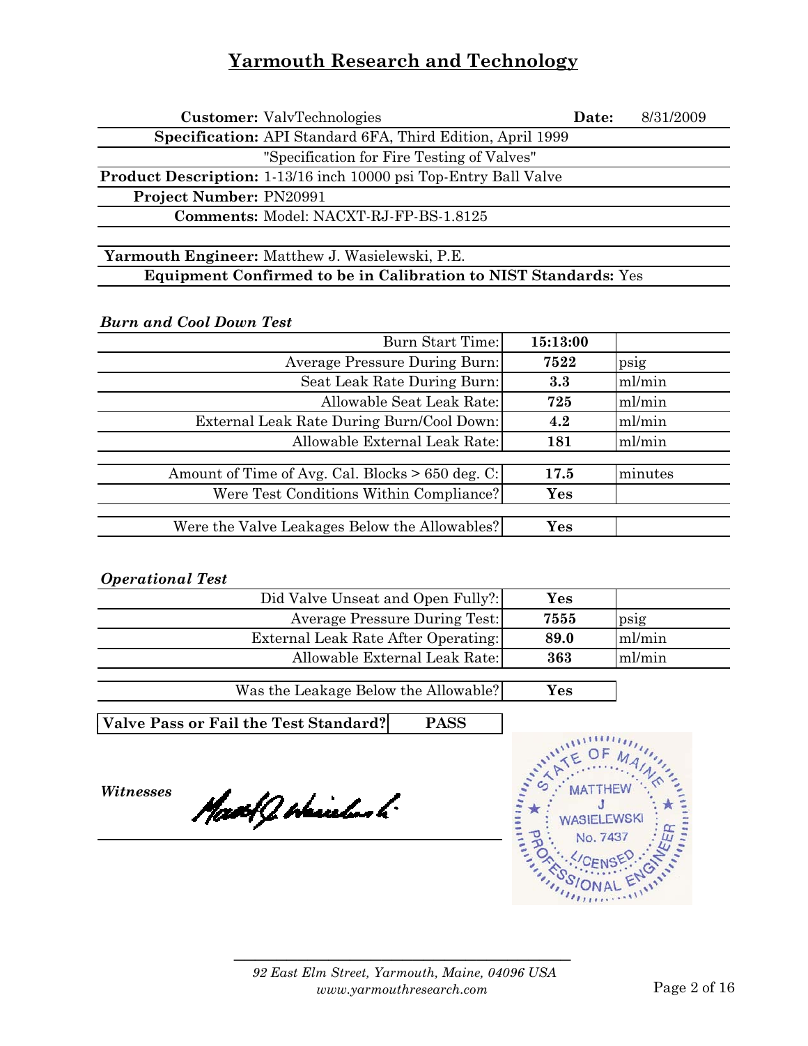# Yarmouth Research and Technology

**Customer:** ValvTechnologies **Date:** 8/31/2009

**Specification:** API Standard 6FA, Third Edition, April 1999
"Specification for Fire Testing of Valves"

**Product Description:** 1-13/16 inch 10000 psi Top-Entry Ball Valve

**Project Number:** PN20991

**Comments:** Model: NACXT-RJ-FP-BS-1.8125

**Yarmouth Engineer:** Matthew J. Wasielewski, P.E.

**Equipment Confirmed to be in Calibration to NIST Standards:** Yes

***Burn and Cool Down Test***

| | | |
|---|---|---|
| Burn Start Time: | **15:13:00** | |
| Average Pressure During Burn: | **7522** | psig |
| Seat Leak Rate During Burn: | **3.3** | ml/min |
| Allowable Seat Leak Rate: | **725** | ml/min |
| External Leak Rate During Burn/Cool Down: | **4.2** | ml/min |
| Allowable External Leak Rate: | **181** | ml/min |
| Amount of Time of Avg. Cal. Blocks > 650 deg. C: | **17.5** | minutes |
| Were Test Conditions Within Compliance? | **Yes** | |
| Were the Valve Leakages Below the Allowables? | **Yes** | |

***Operational Test***

| | | |
|---|---|---|
| Did Valve Unseat and Open Fully?: | **Yes** | |
| Average Pressure During Test: | **7555** | psig |
| External Leak Rate After Operating: | **89.0** | ml/min |
| Allowable External Leak Rate: | **363** | ml/min |
| Was the Leakage Below the Allowable? | **Yes** | |

| | |
|---|---|
| **Valve Pass or Fail the Test Standard?** | **PASS** |

***Witnesses***

STATE OF MAINE
MATTHEW J WASIELEWSKI
No. 7437
LICENSED
PROFESSIONAL ENGINEER

*92 East Elm Street, Yarmouth, Maine, 04096 USA*
*www.yarmouthresearch.com*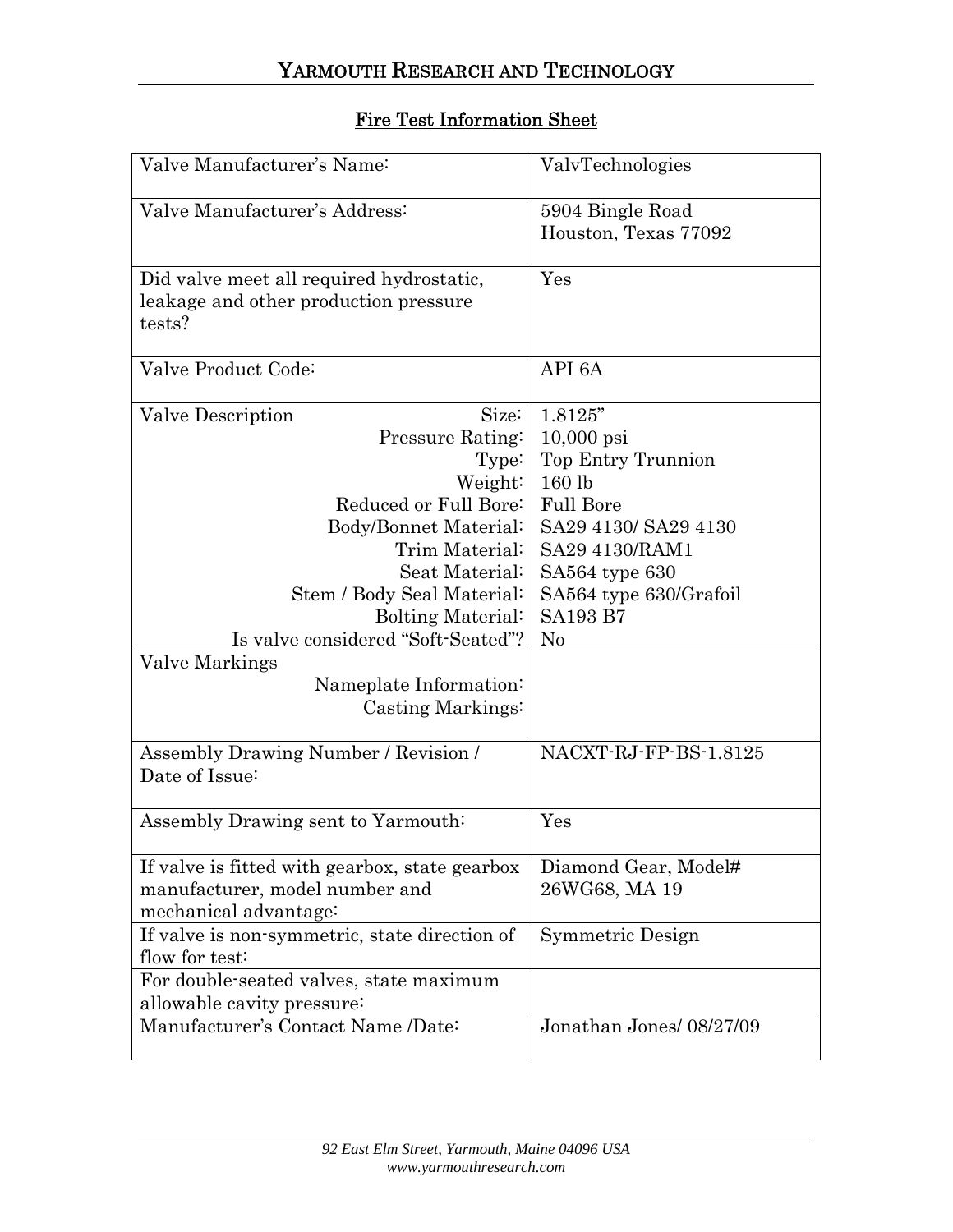# Fire Test Information Sheet

| | |
|---|---|
| Valve Manufacturer's Name: | ValvTechnologies |
| Valve Manufacturer's Address: | 5904 Bingle Road<br>Houston, Texas 77092 |
| Did valve meet all required hydrostatic, leakage and other production pressure tests? | Yes |
| Valve Product Code: | API 6A |
| Valve Description — Size: | 1.8125" |
| Pressure Rating: | 10,000 psi |
| Type: | Top Entry Trunnion |
| Weight: | 160 lb |
| Reduced or Full Bore: | Full Bore |
| Body/Bonnet Material: | SA29 4130/ SA29 4130 |
| Trim Material: | SA29 4130/RAM1 |
| Seat Material: | SA564 type 630 |
| Stem / Body Seal Material: | SA564 type 630/Grafoil |
| Bolting Material: | SA193 B7 |
| Is valve considered "Soft-Seated"? | No |
| Valve Markings — Nameplate Information: | |
| Casting Markings: | |
| Assembly Drawing Number / Revision / Date of Issue: | NACXT-RJ-FP-BS-1.8125 |
| Assembly Drawing sent to Yarmouth: | Yes |
| If valve is fitted with gearbox, state gearbox manufacturer, model number and mechanical advantage: | Diamond Gear, Model# 26WG68, MA 19 |
| If valve is non-symmetric, state direction of flow for test: | Symmetric Design |
| For double-seated valves, state maximum allowable cavity pressure: | |
| Manufacturer's Contact Name /Date: | Jonathan Jones/ 08/27/09 |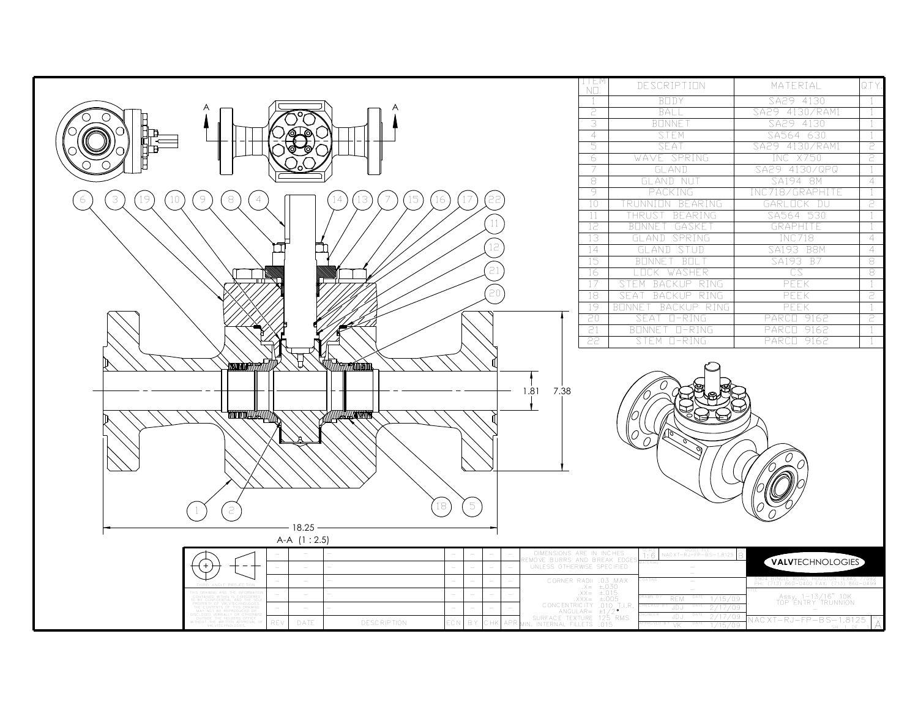| ITEM NO. | DESCRIPTION | MATERIAL | QTY. |
|---|---|---|---|
| 1 | BODY | SA29 4130 | 1 |
| 2 | BALL | SA29 4130/RAMI | 1 |
| 3 | BONNET | SA29 4130 | 1 |
| 4 | STEM | SA564 630 | 1 |
| 5 | SEAT | SA29 4130/RAMI | 2 |
| 6 | WAVE SPRING | INC X750 | 2 |
| 7 | GLAND | SA29 4130/QPQ | 1 |
| 8 | GLAND NUT | SA194 8M | 4 |
| 9 | PACKING | INC718/GRAPHITE | 1 |
| 10 | TRUNNION BEARING | GARLOCK DU | 2 |
| 11 | THRUST BEARING | SA564 530 | 1 |
| 12 | BONNET GASKET | GRAPHITE | 1 |
| 13 | GLAND SPRING | INC718 | 4 |
| 14 | GLAND STUD | SA193 B8M | 4 |
| 15 | BONNET BOLT | SA193 B7 | 8 |
| 16 | LOCK WASHER | CS | 8 |
| 17 | STEM BACKUP RING | PEEK | 1 |
| 18 | SEAT BACKUP RING | PEEK | 2 |
| 19 | BONNET BACKUP RING | PEEK | 1 |
| 20 | SEAT O-RING | PARCO 9162 | 2 |
| 21 | BONNET O-RING | PARCO 9162 | 1 |
| 22 | STEM O-RING | PARCO 9162 | 1 |

1.81 7.38

18.25

A-A (1 : 2.5)

THIRD ANGLE PROJECTION

THIS DRAWING AND THE INFORMATION CONTAINED WITHIN IS CONSIDERED TO BE CONFIDENTIAL AND THE SOLE PROPERTY OF VALVTECHNOLOGIES. THE CONTENTS OF THIS DRAWING MAY NOT BE REPRODUCED OR DISCLOSED VERBALLY OR OTHERWISE OUTSIDE THE HOLDERS OFFICE WITHOUT THE WRITTEN APPROVAL OF VALVTECHNOLOGIES.

| REV. | DATE | DESCRIPTION | ECN | BY | CHK | APR |
|---|---|---|---|---|---|---|
| - | - | - | - | - | - | - |
| - | - | - | - | - | - | - |
| - | - | - | - | - | - | - |
| - | - | - | - | - | - | - |
| - | - | - | - | - | - | - |

DIMENSIONS ARE IN INCHES
REMOVE BURRS AND BREAK EDGES
UNLESS OTHERWISE SPECIFIED

CORNER RADII .03 MAX
.X= ±.030
.XX= ±.015
.XXX= ±.005
CONCENTRICITY .010 T.I.R.
ANGULAR= ±1/2°
SURFACE TEXTURE 125 RMS
MIN. INTERNAL FILLETS .015

SCALE 1:6 MODEL FILE NACXT-RJ-FP-BS-1.8125 SIZE B

DRAWN BY REM DATE 1/15/09
CHECKED BY JDJ DATE 2/17/09
ENGINEER JDJ DATE 2/17/09
APPROVED BY VK DATE 1/15/09

**VALV**TECHNOLOGIES

5904 BINGLE ROAD, HOUSTON, TEXAS 77092
PH: (713) 860-0400 FAX: (713) 860-0499

Assy, 1-13/16" 10K
TOP ENTRY TRUNNION

NACXT-RJ-FP-BS-1.8125 REV A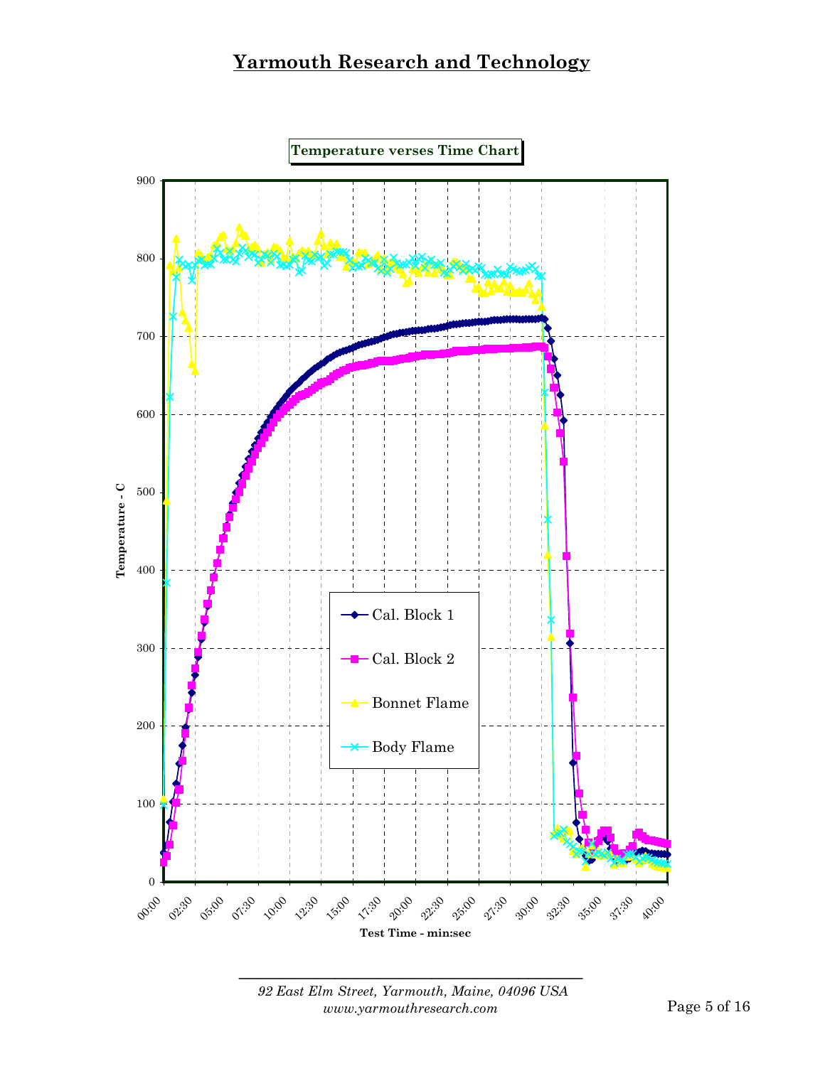# Yarmouth Research and Technology

**Temperature verses Time Chart**

Temperature - C

Test Time - min:sec

- Cal. Block 1
- Cal. Block 2
- Bonnet Flame
- Body Flame

*92 East Elm Street, Yarmouth, Maine, 04096 USA*
*www.yarmouthresearch.com*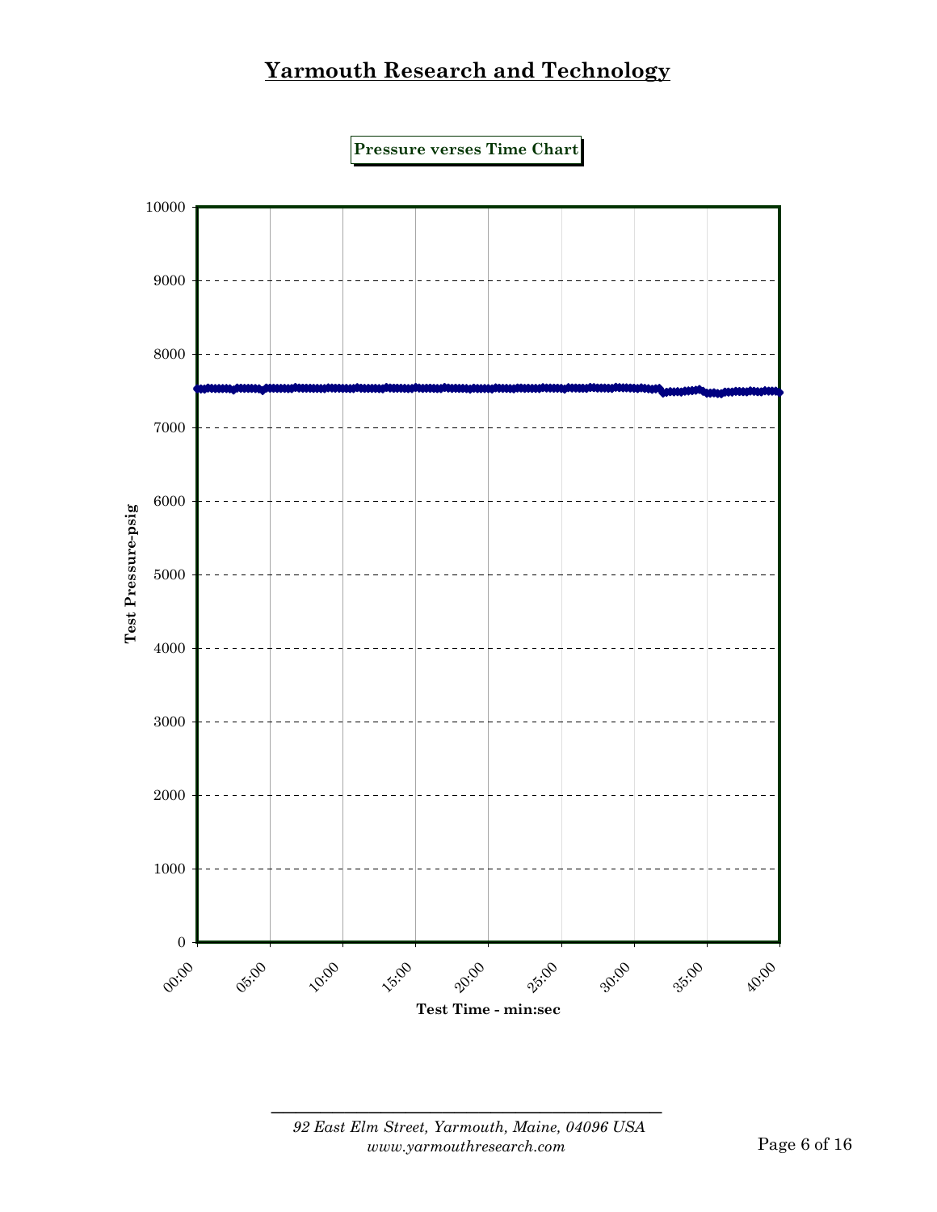# Yarmouth Research and Technology

**Pressure verses Time Chart**

Test Pressure-psig

Test Time - min:sec

*92 East Elm Street, Yarmouth, Maine, 04096 USA*
*www.yarmouthresearch.com*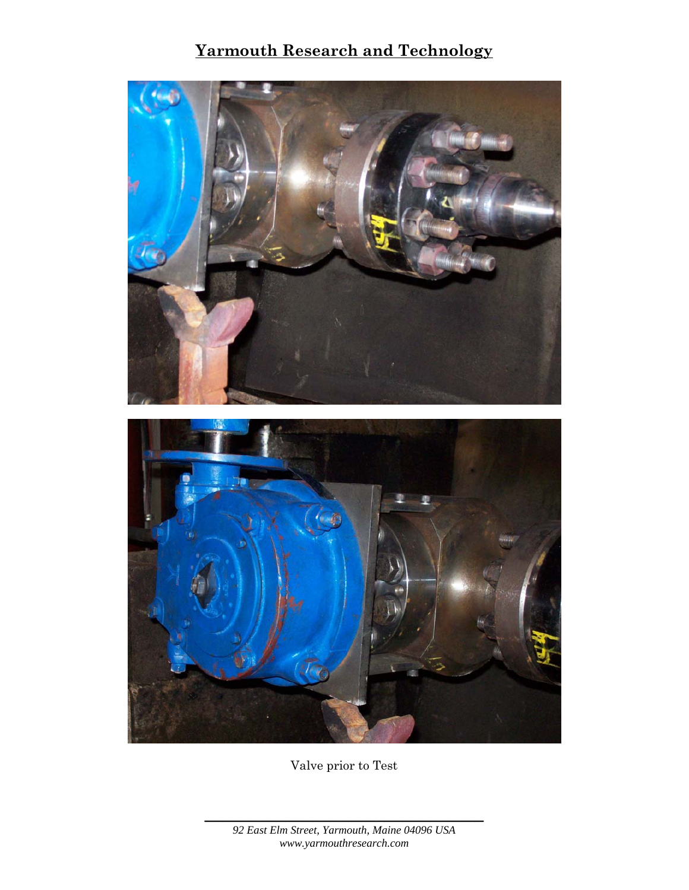Valve prior to Test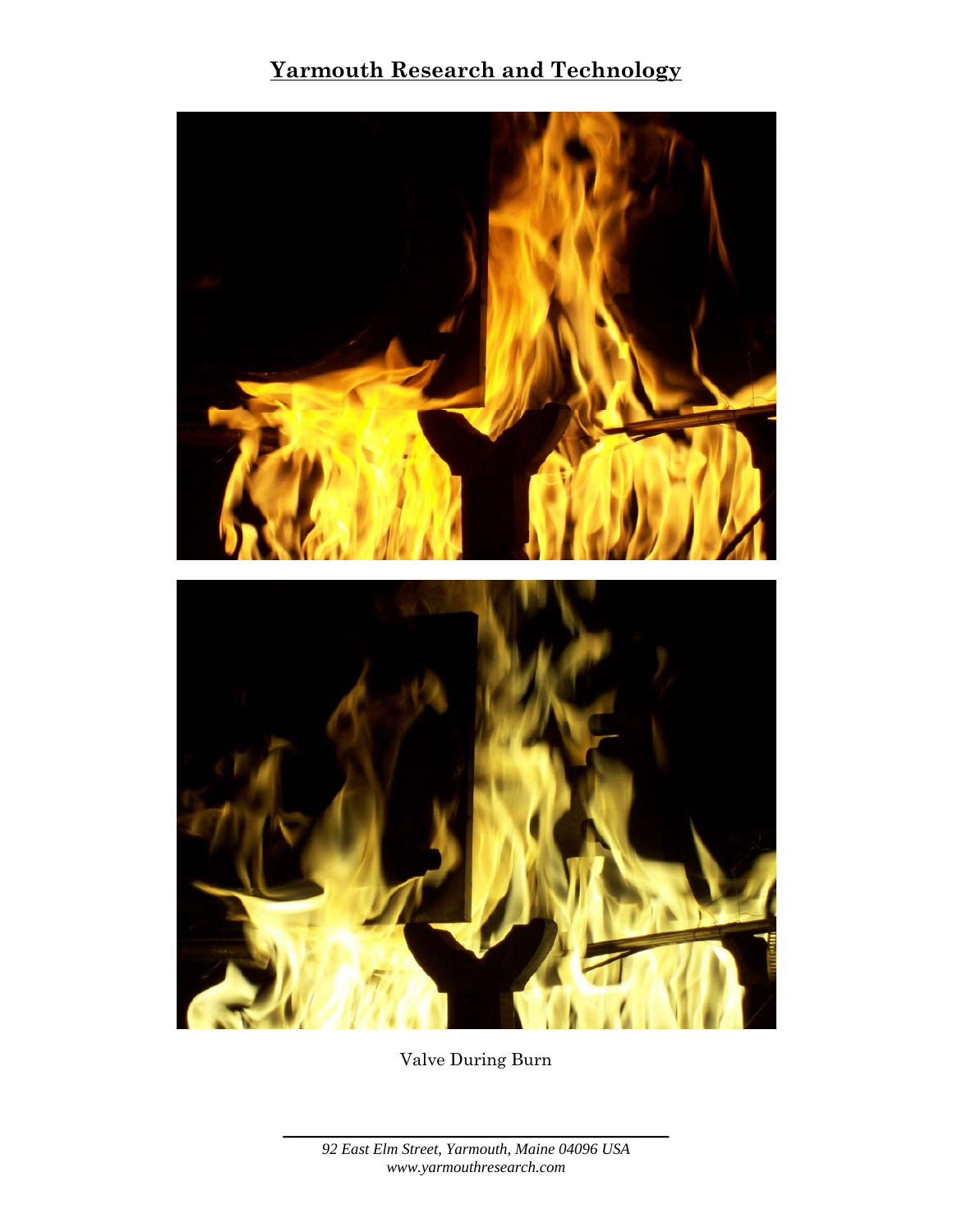Valve During Burn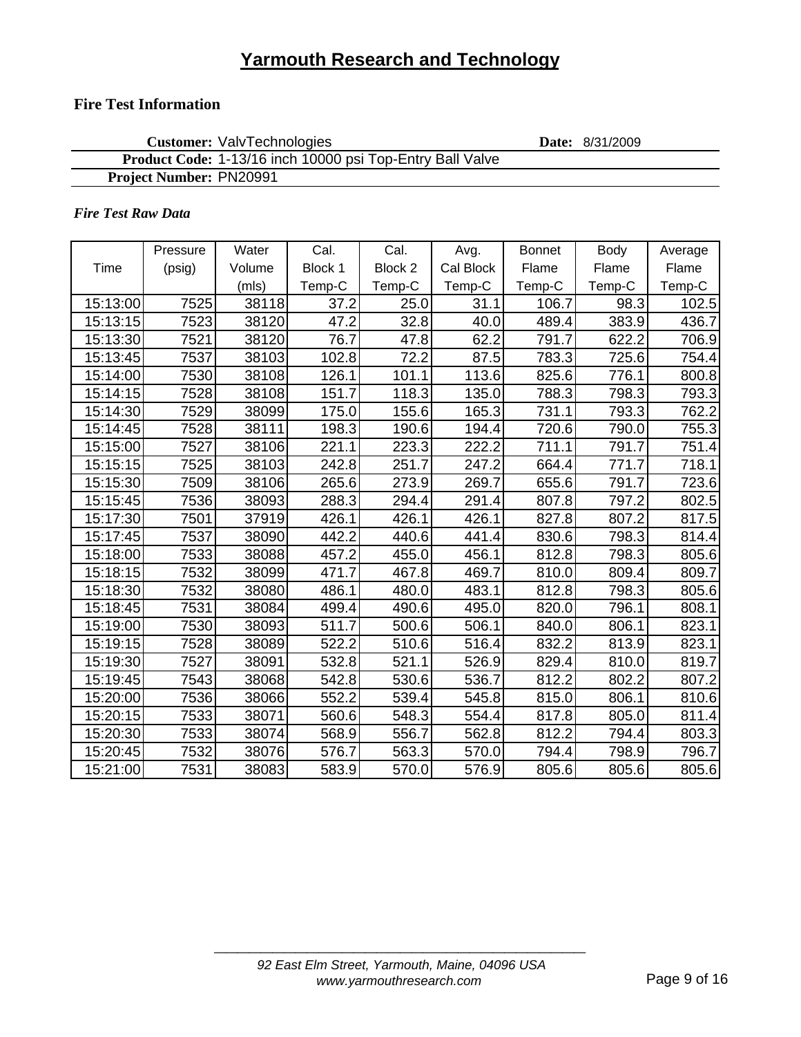# Yarmouth Research and Technology

## Fire Test Information

**Customer:** ValvTechnologies **Date:** 8/31/2009

**Product Code:** 1-13/16 inch 10000 psi Top-Entry Ball Valve

**Project Number:** PN20991

*Fire Test Raw Data*

| Time | Pressure (psig) | Water Volume (mls) | Cal. Block 1 Temp-C | Cal. Block 2 Temp-C | Avg. Cal Block Temp-C | Bonnet Flame Temp-C | Body Flame Temp-C | Average Flame Temp-C |
|---|---|---|---|---|---|---|---|---|
| 15:13:00 | 7525 | 38118 | 37.2 | 25.0 | 31.1 | 106.7 | 98.3 | 102.5 |
| 15:13:15 | 7523 | 38120 | 47.2 | 32.8 | 40.0 | 489.4 | 383.9 | 436.7 |
| 15:13:30 | 7521 | 38120 | 76.7 | 47.8 | 62.2 | 791.7 | 622.2 | 706.9 |
| 15:13:45 | 7537 | 38103 | 102.8 | 72.2 | 87.5 | 783.3 | 725.6 | 754.4 |
| 15:14:00 | 7530 | 38108 | 126.1 | 101.1 | 113.6 | 825.6 | 776.1 | 800.8 |
| 15:14:15 | 7528 | 38108 | 151.7 | 118.3 | 135.0 | 788.3 | 798.3 | 793.3 |
| 15:14:30 | 7529 | 38099 | 175.0 | 155.6 | 165.3 | 731.1 | 793.3 | 762.2 |
| 15:14:45 | 7528 | 38111 | 198.3 | 190.6 | 194.4 | 720.6 | 790.0 | 755.3 |
| 15:15:00 | 7527 | 38106 | 221.1 | 223.3 | 222.2 | 711.1 | 791.7 | 751.4 |
| 15:15:15 | 7525 | 38103 | 242.8 | 251.7 | 247.2 | 664.4 | 771.7 | 718.1 |
| 15:15:30 | 7509 | 38106 | 265.6 | 273.9 | 269.7 | 655.6 | 791.7 | 723.6 |
| 15:15:45 | 7536 | 38093 | 288.3 | 294.4 | 291.4 | 807.8 | 797.2 | 802.5 |
| 15:17:30 | 7501 | 37919 | 426.1 | 426.1 | 426.1 | 827.8 | 807.2 | 817.5 |
| 15:17:45 | 7537 | 38090 | 442.2 | 440.6 | 441.4 | 830.6 | 798.3 | 814.4 |
| 15:18:00 | 7533 | 38088 | 457.2 | 455.0 | 456.1 | 812.8 | 798.3 | 805.6 |
| 15:18:15 | 7532 | 38099 | 471.7 | 467.8 | 469.7 | 810.0 | 809.4 | 809.7 |
| 15:18:30 | 7532 | 38080 | 486.1 | 480.0 | 483.1 | 812.8 | 798.3 | 805.6 |
| 15:18:45 | 7531 | 38084 | 499.4 | 490.6 | 495.0 | 820.0 | 796.1 | 808.1 |
| 15:19:00 | 7530 | 38093 | 511.7 | 500.6 | 506.1 | 840.0 | 806.1 | 823.1 |
| 15:19:15 | 7528 | 38089 | 522.2 | 510.6 | 516.4 | 832.2 | 813.9 | 823.1 |
| 15:19:30 | 7527 | 38091 | 532.8 | 521.1 | 526.9 | 829.4 | 810.0 | 819.7 |
| 15:19:45 | 7543 | 38068 | 542.8 | 530.6 | 536.7 | 812.2 | 802.2 | 807.2 |
| 15:20:00 | 7536 | 38066 | 552.2 | 539.4 | 545.8 | 815.0 | 806.1 | 810.6 |
| 15:20:15 | 7533 | 38071 | 560.6 | 548.3 | 554.4 | 817.8 | 805.0 | 811.4 |
| 15:20:30 | 7533 | 38074 | 568.9 | 556.7 | 562.8 | 812.2 | 794.4 | 803.3 |
| 15:20:45 | 7532 | 38076 | 576.7 | 563.3 | 570.0 | 794.4 | 798.9 | 796.7 |
| 15:21:00 | 7531 | 38083 | 583.9 | 570.0 | 576.9 | 805.6 | 805.6 | 805.6 |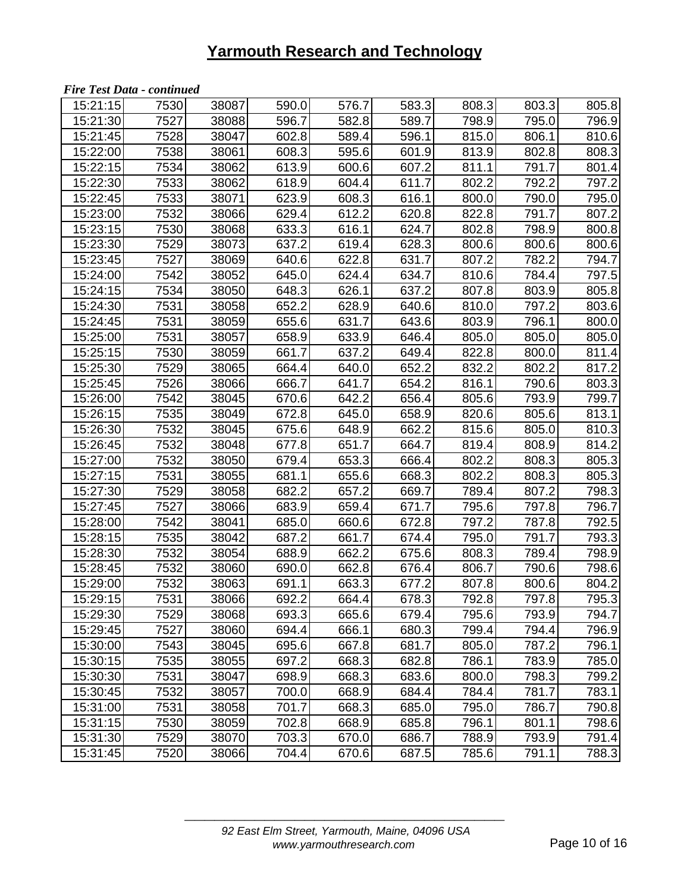# Yarmouth Research and Technology

***Fire Test Data - continued***

| | | | | | | | | |
|---|---|---|---|---|---|---|---|---|
| 15:21:15 | 7530 | 38087 | 590.0 | 576.7 | 583.3 | 808.3 | 803.3 | 805.8 |
| 15:21:30 | 7527 | 38088 | 596.7 | 582.8 | 589.7 | 798.9 | 795.0 | 796.9 |
| 15:21:45 | 7528 | 38047 | 602.8 | 589.4 | 596.1 | 815.0 | 806.1 | 810.6 |
| 15:22:00 | 7538 | 38061 | 608.3 | 595.6 | 601.9 | 813.9 | 802.8 | 808.3 |
| 15:22:15 | 7534 | 38062 | 613.9 | 600.6 | 607.2 | 811.1 | 791.7 | 801.4 |
| 15:22:30 | 7533 | 38062 | 618.9 | 604.4 | 611.7 | 802.2 | 792.2 | 797.2 |
| 15:22:45 | 7533 | 38071 | 623.9 | 608.3 | 616.1 | 800.0 | 790.0 | 795.0 |
| 15:23:00 | 7532 | 38066 | 629.4 | 612.2 | 620.8 | 822.8 | 791.7 | 807.2 |
| 15:23:15 | 7530 | 38068 | 633.3 | 616.1 | 624.7 | 802.8 | 798.9 | 800.8 |
| 15:23:30 | 7529 | 38073 | 637.2 | 619.4 | 628.3 | 800.6 | 800.6 | 800.6 |
| 15:23:45 | 7527 | 38069 | 640.6 | 622.8 | 631.7 | 807.2 | 782.2 | 794.7 |
| 15:24:00 | 7542 | 38052 | 645.0 | 624.4 | 634.7 | 810.6 | 784.4 | 797.5 |
| 15:24:15 | 7534 | 38050 | 648.3 | 626.1 | 637.2 | 807.8 | 803.9 | 805.8 |
| 15:24:30 | 7531 | 38058 | 652.2 | 628.9 | 640.6 | 810.0 | 797.2 | 803.6 |
| 15:24:45 | 7531 | 38059 | 655.6 | 631.7 | 643.6 | 803.9 | 796.1 | 800.0 |
| 15:25:00 | 7531 | 38057 | 658.9 | 633.9 | 646.4 | 805.0 | 805.0 | 805.0 |
| 15:25:15 | 7530 | 38059 | 661.7 | 637.2 | 649.4 | 822.8 | 800.0 | 811.4 |
| 15:25:30 | 7529 | 38065 | 664.4 | 640.0 | 652.2 | 832.2 | 802.2 | 817.2 |
| 15:25:45 | 7526 | 38066 | 666.7 | 641.7 | 654.2 | 816.1 | 790.6 | 803.3 |
| 15:26:00 | 7542 | 38045 | 670.6 | 642.2 | 656.4 | 805.6 | 793.9 | 799.7 |
| 15:26:15 | 7535 | 38049 | 672.8 | 645.0 | 658.9 | 820.6 | 805.6 | 813.1 |
| 15:26:30 | 7532 | 38045 | 675.6 | 648.9 | 662.2 | 815.6 | 805.0 | 810.3 |
| 15:26:45 | 7532 | 38048 | 677.8 | 651.7 | 664.7 | 819.4 | 808.9 | 814.2 |
| 15:27:00 | 7532 | 38050 | 679.4 | 653.3 | 666.4 | 802.2 | 808.3 | 805.3 |
| 15:27:15 | 7531 | 38055 | 681.1 | 655.6 | 668.3 | 802.2 | 808.3 | 805.3 |
| 15:27:30 | 7529 | 38058 | 682.2 | 657.2 | 669.7 | 789.4 | 807.2 | 798.3 |
| 15:27:45 | 7527 | 38066 | 683.9 | 659.4 | 671.7 | 795.6 | 797.8 | 796.7 |
| 15:28:00 | 7542 | 38041 | 685.0 | 660.6 | 672.8 | 797.2 | 787.8 | 792.5 |
| 15:28:15 | 7535 | 38042 | 687.2 | 661.7 | 674.4 | 795.0 | 791.7 | 793.3 |
| 15:28:30 | 7532 | 38054 | 688.9 | 662.2 | 675.6 | 808.3 | 789.4 | 798.9 |
| 15:28:45 | 7532 | 38060 | 690.0 | 662.8 | 676.4 | 806.7 | 790.6 | 798.6 |
| 15:29:00 | 7532 | 38063 | 691.1 | 663.3 | 677.2 | 807.8 | 800.6 | 804.2 |
| 15:29:15 | 7531 | 38066 | 692.2 | 664.4 | 678.3 | 792.8 | 797.8 | 795.3 |
| 15:29:30 | 7529 | 38068 | 693.3 | 665.6 | 679.4 | 795.6 | 793.9 | 794.7 |
| 15:29:45 | 7527 | 38060 | 694.4 | 666.1 | 680.3 | 799.4 | 794.4 | 796.9 |
| 15:30:00 | 7543 | 38045 | 695.6 | 667.8 | 681.7 | 805.0 | 787.2 | 796.1 |
| 15:30:15 | 7535 | 38055 | 697.2 | 668.3 | 682.8 | 786.1 | 783.9 | 785.0 |
| 15:30:30 | 7531 | 38047 | 698.9 | 668.3 | 683.6 | 800.0 | 798.3 | 799.2 |
| 15:30:45 | 7532 | 38057 | 700.0 | 668.9 | 684.4 | 784.4 | 781.7 | 783.1 |
| 15:31:00 | 7531 | 38058 | 701.7 | 668.3 | 685.0 | 795.0 | 786.7 | 790.8 |
| 15:31:15 | 7530 | 38059 | 702.8 | 668.9 | 685.8 | 796.1 | 801.1 | 798.6 |
| 15:31:30 | 7529 | 38070 | 703.3 | 670.0 | 686.7 | 788.9 | 793.9 | 791.4 |
| 15:31:45 | 7520 | 38066 | 704.4 | 670.6 | 687.5 | 785.6 | 791.1 | 788.3 |

*92 East Elm Street, Yarmouth, Maine, 04096 USA*
*www.yarmouthresearch.com*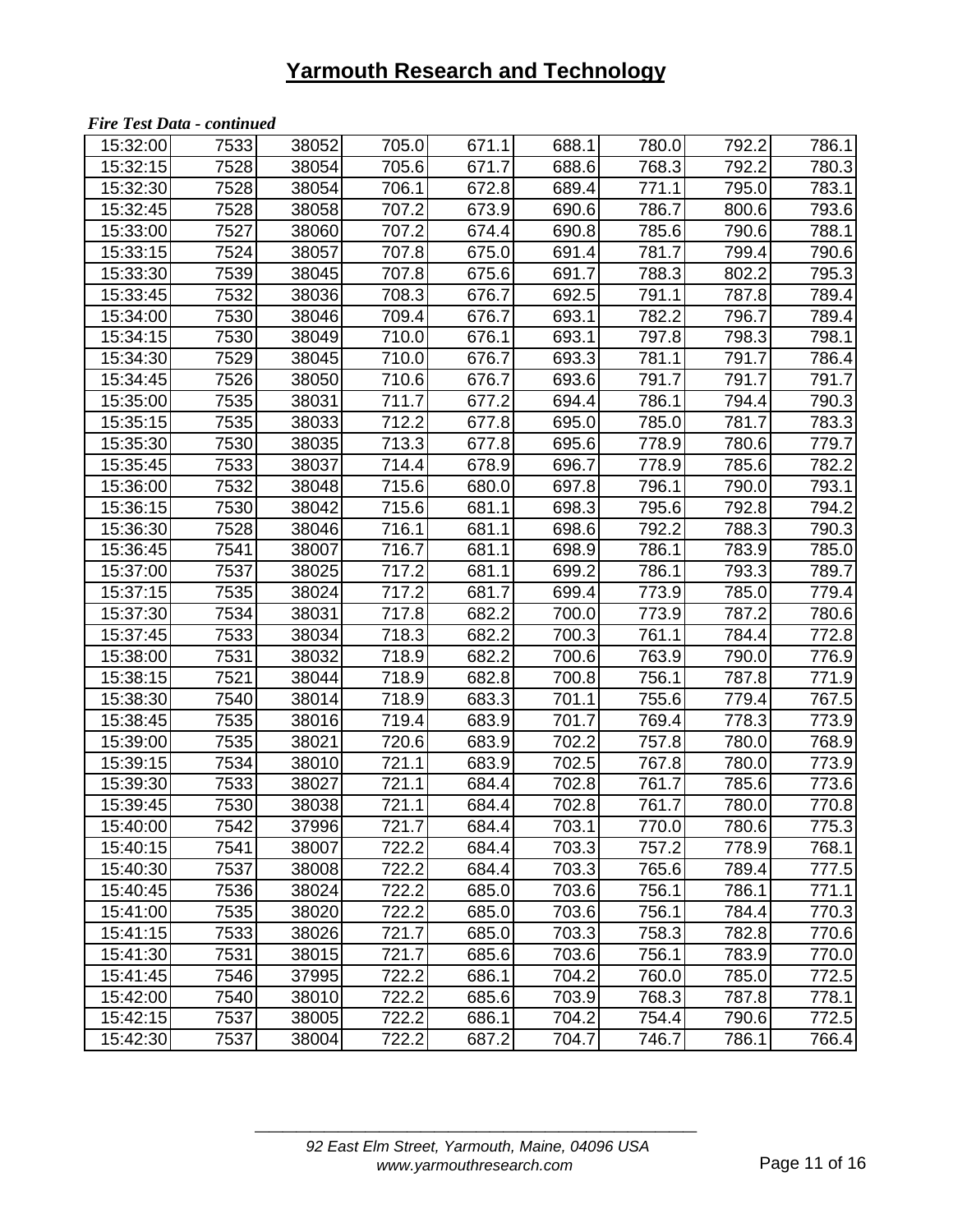## Yarmouth Research and Technology

***Fire Test Data - continued***

| | | | | | | | | |
|---|---|---|---|---|---|---|---|---|
| 15:32:00 | 7533 | 38052 | 705.0 | 671.1 | 688.1 | 780.0 | 792.2 | 786.1 |
| 15:32:15 | 7528 | 38054 | 705.6 | 671.7 | 688.6 | 768.3 | 792.2 | 780.3 |
| 15:32:30 | 7528 | 38054 | 706.1 | 672.8 | 689.4 | 771.1 | 795.0 | 783.1 |
| 15:32:45 | 7528 | 38058 | 707.2 | 673.9 | 690.6 | 786.7 | 800.6 | 793.6 |
| 15:33:00 | 7527 | 38060 | 707.2 | 674.4 | 690.8 | 785.6 | 790.6 | 788.1 |
| 15:33:15 | 7524 | 38057 | 707.8 | 675.0 | 691.4 | 781.7 | 799.4 | 790.6 |
| 15:33:30 | 7539 | 38045 | 707.8 | 675.6 | 691.7 | 788.3 | 802.2 | 795.3 |
| 15:33:45 | 7532 | 38036 | 708.3 | 676.7 | 692.5 | 791.1 | 787.8 | 789.4 |
| 15:34:00 | 7530 | 38046 | 709.4 | 676.7 | 693.1 | 782.2 | 796.7 | 789.4 |
| 15:34:15 | 7530 | 38049 | 710.0 | 676.1 | 693.1 | 797.8 | 798.3 | 798.1 |
| 15:34:30 | 7529 | 38045 | 710.0 | 676.7 | 693.3 | 781.1 | 791.7 | 786.4 |
| 15:34:45 | 7526 | 38050 | 710.6 | 676.7 | 693.6 | 791.7 | 791.7 | 791.7 |
| 15:35:00 | 7535 | 38031 | 711.7 | 677.2 | 694.4 | 786.1 | 794.4 | 790.3 |
| 15:35:15 | 7535 | 38033 | 712.2 | 677.8 | 695.0 | 785.0 | 781.7 | 783.3 |
| 15:35:30 | 7530 | 38035 | 713.3 | 677.8 | 695.6 | 778.9 | 780.6 | 779.7 |
| 15:35:45 | 7533 | 38037 | 714.4 | 678.9 | 696.7 | 778.9 | 785.6 | 782.2 |
| 15:36:00 | 7532 | 38048 | 715.6 | 680.0 | 697.8 | 796.1 | 790.0 | 793.1 |
| 15:36:15 | 7530 | 38042 | 715.6 | 681.1 | 698.3 | 795.6 | 792.8 | 794.2 |
| 15:36:30 | 7528 | 38046 | 716.1 | 681.1 | 698.6 | 792.2 | 788.3 | 790.3 |
| 15:36:45 | 7541 | 38007 | 716.7 | 681.1 | 698.9 | 786.1 | 783.9 | 785.0 |
| 15:37:00 | 7537 | 38025 | 717.2 | 681.1 | 699.2 | 786.1 | 793.3 | 789.7 |
| 15:37:15 | 7535 | 38024 | 717.2 | 681.7 | 699.4 | 773.9 | 785.0 | 779.4 |
| 15:37:30 | 7534 | 38031 | 717.8 | 682.2 | 700.0 | 773.9 | 787.2 | 780.6 |
| 15:37:45 | 7533 | 38034 | 718.3 | 682.2 | 700.3 | 761.1 | 784.4 | 772.8 |
| 15:38:00 | 7531 | 38032 | 718.9 | 682.2 | 700.6 | 763.9 | 790.0 | 776.9 |
| 15:38:15 | 7521 | 38044 | 718.9 | 682.8 | 700.8 | 756.1 | 787.8 | 771.9 |
| 15:38:30 | 7540 | 38014 | 718.9 | 683.3 | 701.1 | 755.6 | 779.4 | 767.5 |
| 15:38:45 | 7535 | 38016 | 719.4 | 683.9 | 701.7 | 769.4 | 778.3 | 773.9 |
| 15:39:00 | 7535 | 38021 | 720.6 | 683.9 | 702.2 | 757.8 | 780.0 | 768.9 |
| 15:39:15 | 7534 | 38010 | 721.1 | 683.9 | 702.5 | 767.8 | 780.0 | 773.9 |
| 15:39:30 | 7533 | 38027 | 721.1 | 684.4 | 702.8 | 761.7 | 785.6 | 773.6 |
| 15:39:45 | 7530 | 38038 | 721.1 | 684.4 | 702.8 | 761.7 | 780.0 | 770.8 |
| 15:40:00 | 7542 | 37996 | 721.7 | 684.4 | 703.1 | 770.0 | 780.6 | 775.3 |
| 15:40:15 | 7541 | 38007 | 722.2 | 684.4 | 703.3 | 757.2 | 778.9 | 768.1 |
| 15:40:30 | 7537 | 38008 | 722.2 | 684.4 | 703.3 | 765.6 | 789.4 | 777.5 |
| 15:40:45 | 7536 | 38024 | 722.2 | 685.0 | 703.6 | 756.1 | 786.1 | 771.1 |
| 15:41:00 | 7535 | 38020 | 722.2 | 685.0 | 703.6 | 756.1 | 784.4 | 770.3 |
| 15:41:15 | 7533 | 38026 | 721.7 | 685.0 | 703.3 | 758.3 | 782.8 | 770.6 |
| 15:41:30 | 7531 | 38015 | 721.7 | 685.6 | 703.6 | 756.1 | 783.9 | 770.0 |
| 15:41:45 | 7546 | 37995 | 722.2 | 686.1 | 704.2 | 760.0 | 785.0 | 772.5 |
| 15:42:00 | 7540 | 38010 | 722.2 | 685.6 | 703.9 | 768.3 | 787.8 | 778.1 |
| 15:42:15 | 7537 | 38005 | 722.2 | 686.1 | 704.2 | 754.4 | 790.6 | 772.5 |
| 15:42:30 | 7537 | 38004 | 722.2 | 687.2 | 704.7 | 746.7 | 786.1 | 766.4 |

*92 East Elm Street, Yarmouth, Maine, 04096 USA*
*www.yarmouthresearch.com*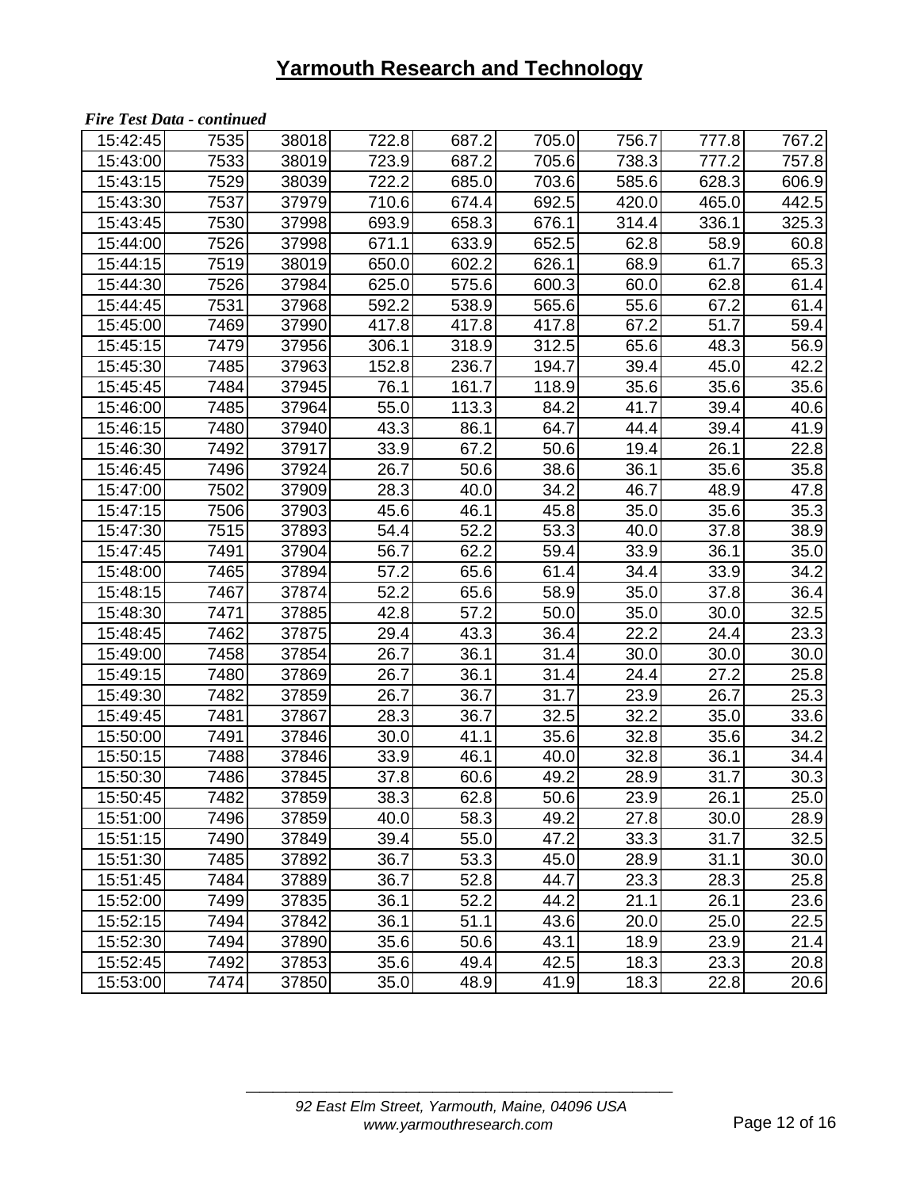## Yarmouth Research and Technology

*Fire Test Data - continued*

| | | | | | | | | |
|---|---|---|---|---|---|---|---|---|
| 15:42:45 | 7535 | 38018 | 722.8 | 687.2 | 705.0 | 756.7 | 777.8 | 767.2 |
| 15:43:00 | 7533 | 38019 | 723.9 | 687.2 | 705.6 | 738.3 | 777.2 | 757.8 |
| 15:43:15 | 7529 | 38039 | 722.2 | 685.0 | 703.6 | 585.6 | 628.3 | 606.9 |
| 15:43:30 | 7537 | 37979 | 710.6 | 674.4 | 692.5 | 420.0 | 465.0 | 442.5 |
| 15:43:45 | 7530 | 37998 | 693.9 | 658.3 | 676.1 | 314.4 | 336.1 | 325.3 |
| 15:44:00 | 7526 | 37998 | 671.1 | 633.9 | 652.5 | 62.8 | 58.9 | 60.8 |
| 15:44:15 | 7519 | 38019 | 650.0 | 602.2 | 626.1 | 68.9 | 61.7 | 65.3 |
| 15:44:30 | 7526 | 37984 | 625.0 | 575.6 | 600.3 | 60.0 | 62.8 | 61.4 |
| 15:44:45 | 7531 | 37968 | 592.2 | 538.9 | 565.6 | 55.6 | 67.2 | 61.4 |
| 15:45:00 | 7469 | 37990 | 417.8 | 417.8 | 417.8 | 67.2 | 51.7 | 59.4 |
| 15:45:15 | 7479 | 37956 | 306.1 | 318.9 | 312.5 | 65.6 | 48.3 | 56.9 |
| 15:45:30 | 7485 | 37963 | 152.8 | 236.7 | 194.7 | 39.4 | 45.0 | 42.2 |
| 15:45:45 | 7484 | 37945 | 76.1 | 161.7 | 118.9 | 35.6 | 35.6 | 35.6 |
| 15:46:00 | 7485 | 37964 | 55.0 | 113.3 | 84.2 | 41.7 | 39.4 | 40.6 |
| 15:46:15 | 7480 | 37940 | 43.3 | 86.1 | 64.7 | 44.4 | 39.4 | 41.9 |
| 15:46:30 | 7492 | 37917 | 33.9 | 67.2 | 50.6 | 19.4 | 26.1 | 22.8 |
| 15:46:45 | 7496 | 37924 | 26.7 | 50.6 | 38.6 | 36.1 | 35.6 | 35.8 |
| 15:47:00 | 7502 | 37909 | 28.3 | 40.0 | 34.2 | 46.7 | 48.9 | 47.8 |
| 15:47:15 | 7506 | 37903 | 45.6 | 46.1 | 45.8 | 35.0 | 35.6 | 35.3 |
| 15:47:30 | 7515 | 37893 | 54.4 | 52.2 | 53.3 | 40.0 | 37.8 | 38.9 |
| 15:47:45 | 7491 | 37904 | 56.7 | 62.2 | 59.4 | 33.9 | 36.1 | 35.0 |
| 15:48:00 | 7465 | 37894 | 57.2 | 65.6 | 61.4 | 34.4 | 33.9 | 34.2 |
| 15:48:15 | 7467 | 37874 | 52.2 | 65.6 | 58.9 | 35.0 | 37.8 | 36.4 |
| 15:48:30 | 7471 | 37885 | 42.8 | 57.2 | 50.0 | 35.0 | 30.0 | 32.5 |
| 15:48:45 | 7462 | 37875 | 29.4 | 43.3 | 36.4 | 22.2 | 24.4 | 23.3 |
| 15:49:00 | 7458 | 37854 | 26.7 | 36.1 | 31.4 | 30.0 | 30.0 | 30.0 |
| 15:49:15 | 7480 | 37869 | 26.7 | 36.1 | 31.4 | 24.4 | 27.2 | 25.8 |
| 15:49:30 | 7482 | 37859 | 26.7 | 36.7 | 31.7 | 23.9 | 26.7 | 25.3 |
| 15:49:45 | 7481 | 37867 | 28.3 | 36.7 | 32.5 | 32.2 | 35.0 | 33.6 |
| 15:50:00 | 7491 | 37846 | 30.0 | 41.1 | 35.6 | 32.8 | 35.6 | 34.2 |
| 15:50:15 | 7488 | 37846 | 33.9 | 46.1 | 40.0 | 32.8 | 36.1 | 34.4 |
| 15:50:30 | 7486 | 37845 | 37.8 | 60.6 | 49.2 | 28.9 | 31.7 | 30.3 |
| 15:50:45 | 7482 | 37859 | 38.3 | 62.8 | 50.6 | 23.9 | 26.1 | 25.0 |
| 15:51:00 | 7496 | 37859 | 40.0 | 58.3 | 49.2 | 27.8 | 30.0 | 28.9 |
| 15:51:15 | 7490 | 37849 | 39.4 | 55.0 | 47.2 | 33.3 | 31.7 | 32.5 |
| 15:51:30 | 7485 | 37892 | 36.7 | 53.3 | 45.0 | 28.9 | 31.1 | 30.0 |
| 15:51:45 | 7484 | 37889 | 36.7 | 52.8 | 44.7 | 23.3 | 28.3 | 25.8 |
| 15:52:00 | 7499 | 37835 | 36.1 | 52.2 | 44.2 | 21.1 | 26.1 | 23.6 |
| 15:52:15 | 7494 | 37842 | 36.1 | 51.1 | 43.6 | 20.0 | 25.0 | 22.5 |
| 15:52:30 | 7494 | 37890 | 35.6 | 50.6 | 43.1 | 18.9 | 23.9 | 21.4 |
| 15:52:45 | 7492 | 37853 | 35.6 | 49.4 | 42.5 | 18.3 | 23.3 | 20.8 |
| 15:53:00 | 7474 | 37850 | 35.0 | 48.9 | 41.9 | 18.3 | 22.8 | 20.6 |

*92 East Elm Street, Yarmouth, Maine, 04096 USA*
*www.yarmouthresearch.com*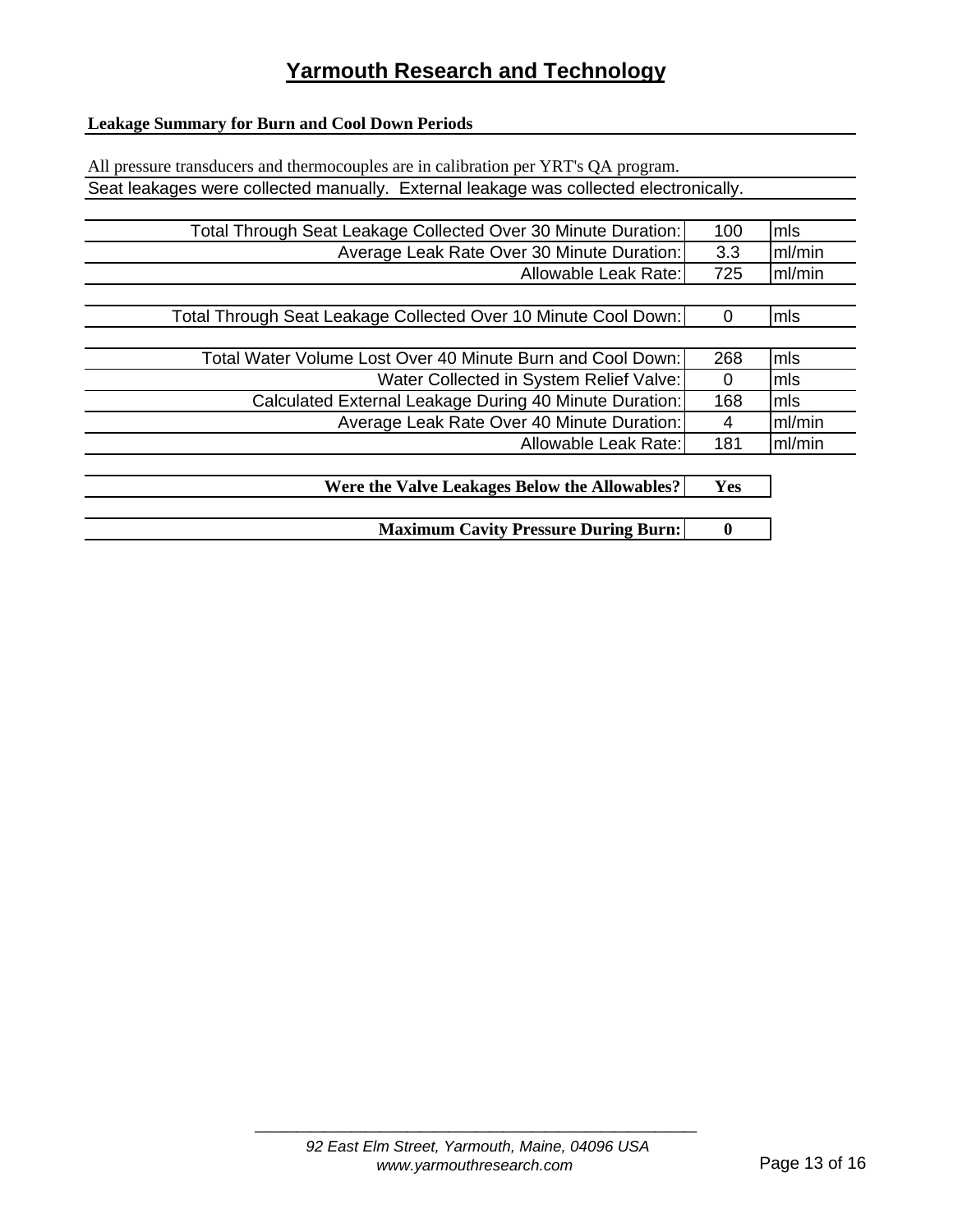# Yarmouth Research and Technology

**Leakage Summary for Burn and Cool Down Periods**

All pressure transducers and thermocouples are in calibration per YRT's QA program.

Seat leakages were collected manually. External leakage was collected electronically.

| | | |
|---|---|---|
| Total Through Seat Leakage Collected Over 30 Minute Duration: | 100 | mls |
| Average Leak Rate Over 30 Minute Duration: | 3.3 | ml/min |
| Allowable Leak Rate: | 725 | ml/min |

| | | |
|---|---|---|
| Total Through Seat Leakage Collected Over 10 Minute Cool Down: | 0 | mls |

| | | |
|---|---|---|
| Total Water Volume Lost Over 40 Minute Burn and Cool Down: | 268 | mls |
| Water Collected in System Relief Valve: | 0 | mls |
| Calculated External Leakage During 40 Minute Duration: | 168 | mls |
| Average Leak Rate Over 40 Minute Duration: | 4 | ml/min |
| Allowable Leak Rate: | 181 | ml/min |

| | |
|---|---|
| **Were the Valve Leakages Below the Allowables?** | **Yes** |

| | |
|---|---|
| **Maximum Cavity Pressure During Burn:** | **0** |

*92 East Elm Street, Yarmouth, Maine, 04096 USA*
*www.yarmouthresearch.com*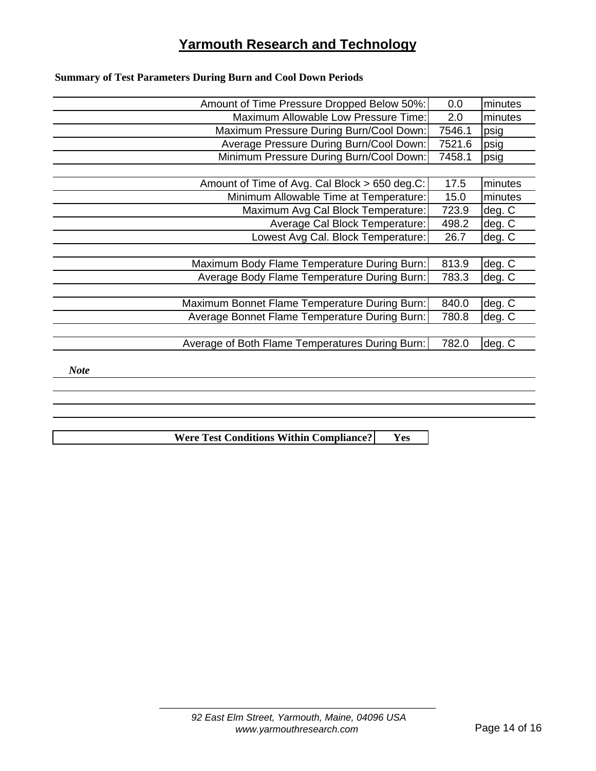# Yarmouth Research and Technology

**Summary of Test Parameters During Burn and Cool Down Periods**

| Parameter | Value | Units |
|---|---|---|
| Amount of Time Pressure Dropped Below 50%: | 0.0 | minutes |
| Maximum Allowable Low Pressure Time: | 2.0 | minutes |
| Maximum Pressure During Burn/Cool Down: | 7546.1 | psig |
| Average Pressure During Burn/Cool Down: | 7521.6 | psig |
| Minimum Pressure During Burn/Cool Down: | 7458.1 | psig |
| | | |
| Amount of Time of Avg. Cal Block > 650 deg.C: | 17.5 | minutes |
| Minimum Allowable Time at Temperature: | 15.0 | minutes |
| Maximum Avg Cal Block Temperature: | 723.9 | deg. C |
| Average Cal Block Temperature: | 498.2 | deg. C |
| Lowest Avg Cal. Block Temperature: | 26.7 | deg. C |
| | | |
| Maximum Body Flame Temperature During Burn: | 813.9 | deg. C |
| Average Body Flame Temperature During Burn: | 783.3 | deg. C |
| | | |
| Maximum Bonnet Flame Temperature During Burn: | 840.0 | deg. C |
| Average Bonnet Flame Temperature During Burn: | 780.8 | deg. C |
| | | |
| Average of Both Flame Temperatures During Burn: | 782.0 | deg. C |

***Note***

| **Were Test Conditions Within Compliance?** | **Yes** |
|---|---|

*92 East Elm Street, Yarmouth, Maine, 04096 USA*
*www.yarmouthresearch.com*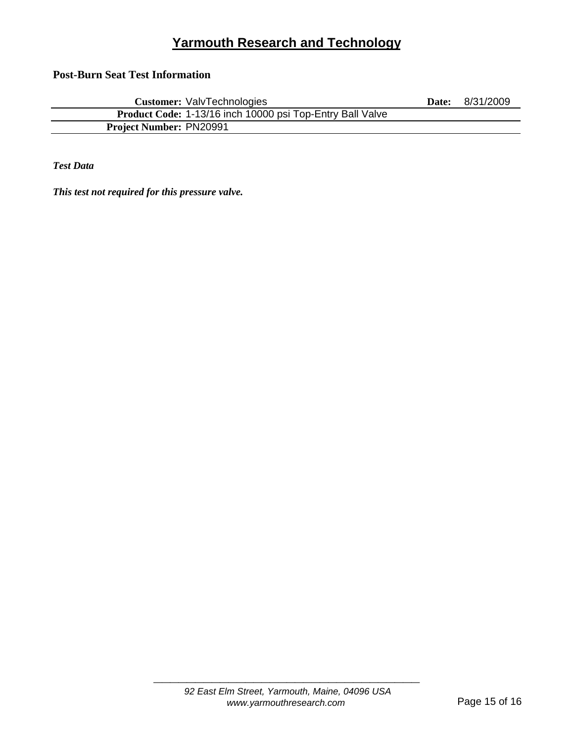# Yarmouth Research and Technology

## Post-Burn Seat Test Information

| | | | |
|---|---|---|---|
| **Customer:** | ValvTechnologies | **Date:** | 8/31/2009 |
| **Product Code:** | 1-13/16 inch 10000 psi Top-Entry Ball Valve | | |
| **Project Number:** | PN20991 | | |

***Test Data***

***This test not required for this pressure valve.***

*92 East Elm Street, Yarmouth, Maine, 04096 USA*
*www.yarmouthresearch.com*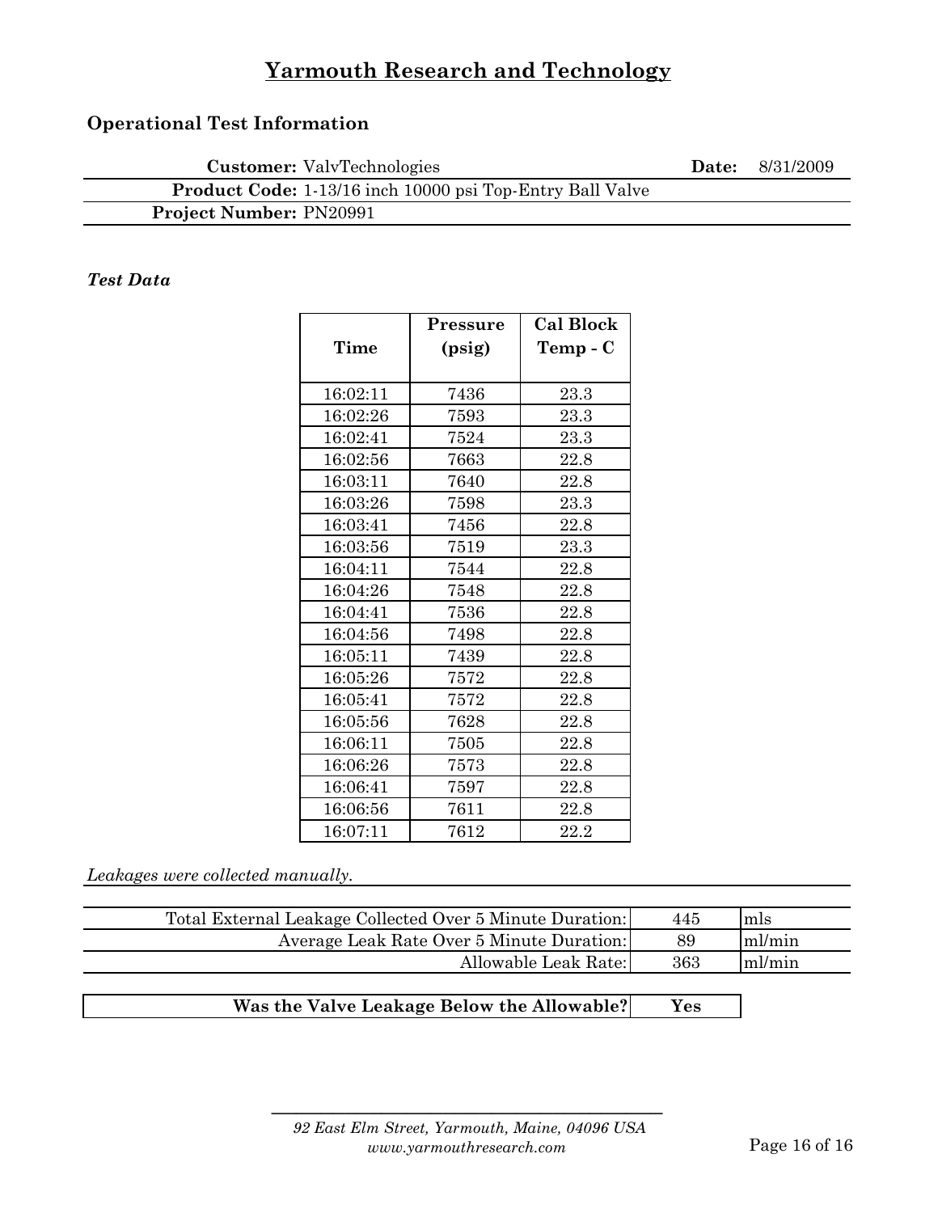# Yarmouth Research and Technology

## Operational Test Information

| | |
|---|---|
| **Customer:** ValvTechnologies | **Date:** 8/31/2009 |
| **Product Code:** 1-13/16 inch 10000 psi Top-Entry Ball Valve | |
| **Project Number:** PN20991 | |

### *Test Data*

| Time | Pressure (psig) | Cal Block Temp - C |
|---|---|---|
| 16:02:11 | 7436 | 23.3 |
| 16:02:26 | 7593 | 23.3 |
| 16:02:41 | 7524 | 23.3 |
| 16:02:56 | 7663 | 22.8 |
| 16:03:11 | 7640 | 22.8 |
| 16:03:26 | 7598 | 23.3 |
| 16:03:41 | 7456 | 22.8 |
| 16:03:56 | 7519 | 23.3 |
| 16:04:11 | 7544 | 22.8 |
| 16:04:26 | 7548 | 22.8 |
| 16:04:41 | 7536 | 22.8 |
| 16:04:56 | 7498 | 22.8 |
| 16:05:11 | 7439 | 22.8 |
| 16:05:26 | 7572 | 22.8 |
| 16:05:41 | 7572 | 22.8 |
| 16:05:56 | 7628 | 22.8 |
| 16:06:11 | 7505 | 22.8 |
| 16:06:26 | 7573 | 22.8 |
| 16:06:41 | 7597 | 22.8 |
| 16:06:56 | 7611 | 22.8 |
| 16:07:11 | 7612 | 22.2 |

*Leakages were collected manually.*

| | | |
|---|---|---|
| Total External Leakage Collected Over 5 Minute Duration: | 445 | mls |
| Average Leak Rate Over 5 Minute Duration: | 89 | ml/min |
| Allowable Leak Rate: | 363 | ml/min |

| | |
|---|---|
| **Was the Valve Leakage Below the Allowable?** | **Yes** |

*92 East Elm Street, Yarmouth, Maine, 04096 USA*
*www.yarmouthresearch.com*